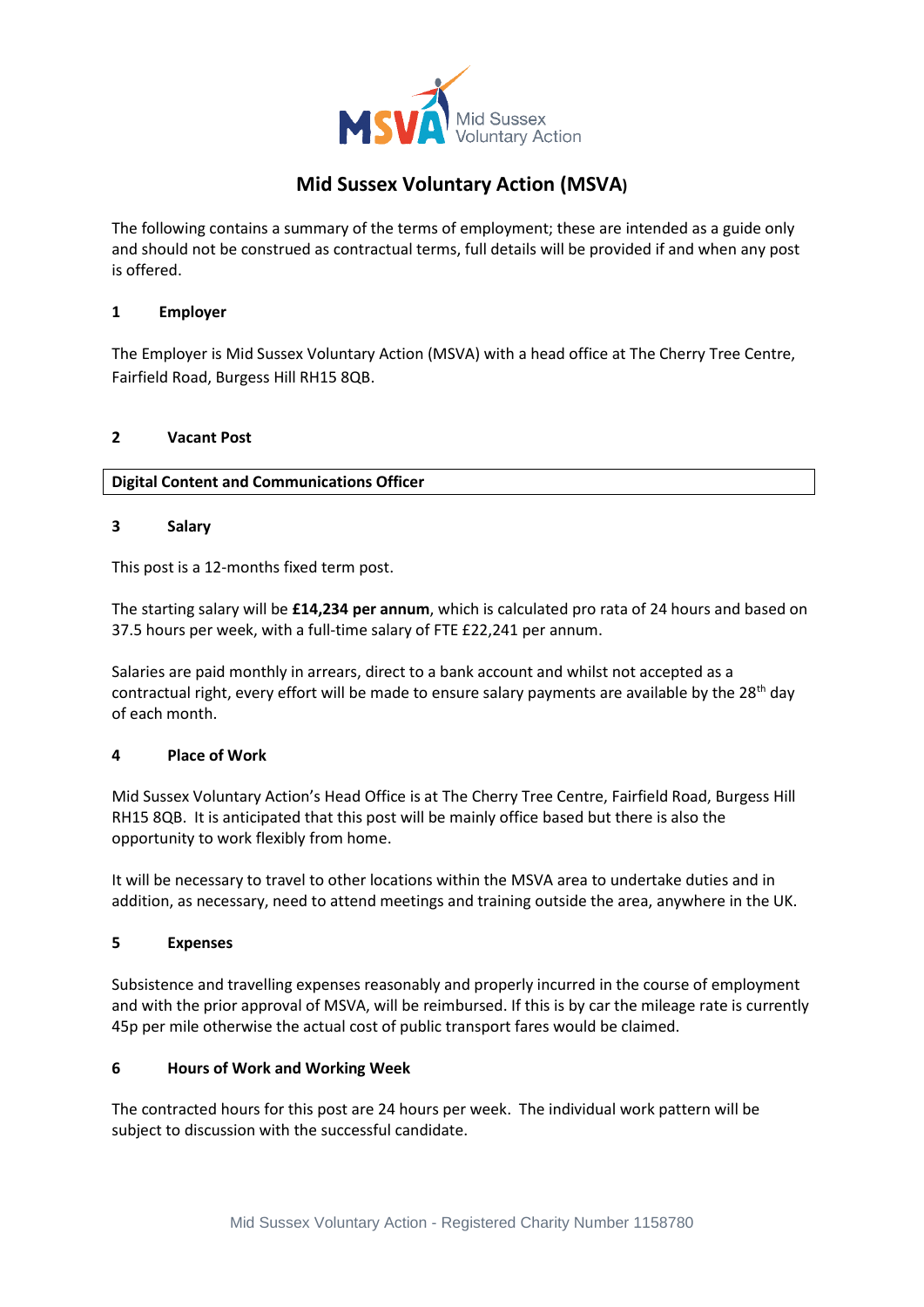# Mid Sussex Voluntary Action (MSVA)

The following contains a summary of the terms of employment; these are intended as a guide only and should not be construed as contractual terms, full details will be provided if and when any post is offered.

## 1 Employer

The Employer is Mid Sussex Voluntary Action (MSVA) with a head office at The Cherry Tree Centre, Fairfield Road, Burgess Hill RH15 8QB.

## 2 Vacant Post

**Digital Content and Communications Officer**

## 3 Salary

This post is a 12-months fixed term post.

The starting salary will be **£14,234 per annum**, which is calculated pro rata of 24 hours and based on 37.5 hours per week, with a full-time salary of FTE £22,241 per annum.

Salaries are paid monthly in arrears, direct to a bank account and whilst not accepted as a contractual right, every effort will be made to ensure salary payments are available by the 28th day of each month.

## 4 Place of Work

Mid Sussex Voluntary Action's Head Office is at The Cherry Tree Centre, Fairfield Road, Burgess Hill RH15 8QB. It is anticipated that this post will be mainly office based but there is also the opportunity to work flexibly from home.

It will be necessary to travel to other locations within the MSVA area to undertake duties and in addition, as necessary, need to attend meetings and training outside the area, anywhere in the UK.

## 5 Expenses

Subsistence and travelling expenses reasonably and properly incurred in the course of employment and with the prior approval of MSVA, will be reimbursed. If this is by car the mileage rate is currently 45p per mile otherwise the actual cost of public transport fares would be claimed.

## 6 Hours of Work and Working Week

The contracted hours for this post are 24 hours per week. The individual work pattern will be subject to discussion with the successful candidate.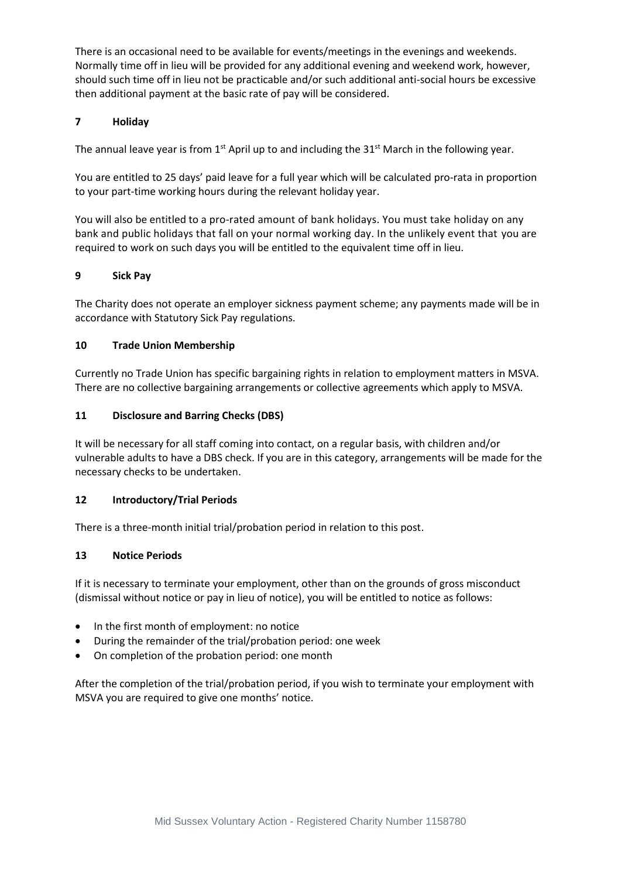There is an occasional need to be available for events/meetings in the evenings and weekends. Normally time off in lieu will be provided for any additional evening and weekend work, however, should such time off in lieu not be practicable and/or such additional anti-social hours be excessive then additional payment at the basic rate of pay will be considered.

## 7 Holiday

The annual leave year is from 1st April up to and including the 31st March in the following year.

You are entitled to 25 days' paid leave for a full year which will be calculated pro-rata in proportion to your part-time working hours during the relevant holiday year.

You will also be entitled to a pro-rated amount of bank holidays. You must take holiday on any bank and public holidays that fall on your normal working day. In the unlikely event that you are required to work on such days you will be entitled to the equivalent time off in lieu.

## 9 Sick Pay

The Charity does not operate an employer sickness payment scheme; any payments made will be in accordance with Statutory Sick Pay regulations.

## 10 Trade Union Membership

Currently no Trade Union has specific bargaining rights in relation to employment matters in MSVA. There are no collective bargaining arrangements or collective agreements which apply to MSVA.

## 11 Disclosure and Barring Checks (DBS)

It will be necessary for all staff coming into contact, on a regular basis, with children and/or vulnerable adults to have a DBS check. If you are in this category, arrangements will be made for the necessary checks to be undertaken.

## 12 Introductory/Trial Periods

There is a three-month initial trial/probation period in relation to this post.

## 13 Notice Periods

If it is necessary to terminate your employment, other than on the grounds of gross misconduct (dismissal without notice or pay in lieu of notice), you will be entitled to notice as follows:

- In the first month of employment: no notice
- During the remainder of the trial/probation period: one week
- On completion of the probation period: one month

After the completion of the trial/probation period, if you wish to terminate your employment with MSVA you are required to give one months' notice.